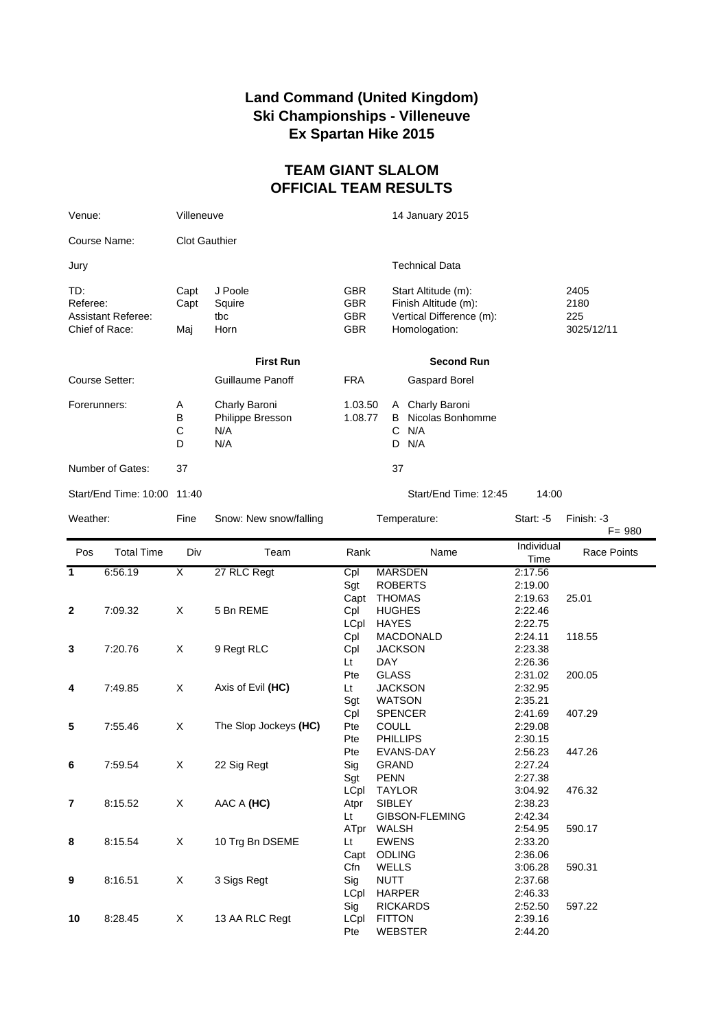# Land Command (United Kingdom)
# Ski Championships - Villeneuve
# Ex Spartan Hike 2015

## TEAM GIANT SLALOM
## OFFICIAL TEAM RESULTS

| | | | | |
|---|---|---|---|---|
| Venue: | Villeneuve | | 14 January 2015 | |
| Course Name: | Clot Gauthier | | | |
| Jury | | | Technical Data | |
| TD: | Capt | J Poole | GBR | Start Altitude (m): 2405 |
| Referee: | Capt | Squire | GBR | Finish Altitude (m): 2180 |
| Assistant Referee: | | tbc | GBR | Vertical Difference (m): 225 |
| Chief of Race: | Maj | Horn | GBR | Homologation: 3025/12/11 |

| | First Run | | Second Run |
|---|---|---|---|
| Course Setter: | Guillaume Panoff | FRA | Gaspard Borel |
| Forerunners: | A Charly Baroni | 1.03.50 | A Charly Baroni |
| | B Philippe Bresson | 1.08.77 | B Nicolas Bonhomme |
| | C N/A | | C N/A |
| | D N/A | | D N/A |
| Number of Gates: | 37 | | 37 |
| Start/End Time: | 10:00 11:40 | | Start/End Time: 12:45 14:00 |

Weather: Fine | Snow: New snow/falling | Temperature: Start: -5 Finish: -3

F= 980

| Pos | Total Time | Div | Team | Rank | Name | Individual Time | Race Points |
|---|---|---|---|---|---|---|---|
| 1 | 6:56.19 | X | 27 RLC Regt | Cpl | MARSDEN | 2:17.56 | |
| | | | | Sgt | ROBERTS | 2:19.00 | |
| | | | | Capt | THOMAS | 2:19.63 | 25.01 |
| 2 | 7:09.32 | X | 5 Bn REME | Cpl | HUGHES | 2:22.46 | |
| | | | | LCpl | HAYES | 2:22.75 | |
| | | | | Cpl | MACDONALD | 2:24.11 | 118.55 |
| 3 | 7:20.76 | X | 9 Regt RLC | Cpl | JACKSON | 2:23.38 | |
| | | | | Lt | DAY | 2:26.36 | |
| | | | | Pte | GLASS | 2:31.02 | 200.05 |
| 4 | 7:49.85 | X | Axis of Evil **(HC)** | Lt | JACKSON | 2:32.95 | |
| | | | | Sgt | WATSON | 2:35.21 | |
| | | | | Cpl | SPENCER | 2:41.69 | 407.29 |
| 5 | 7:55.46 | X | The Slop Jockeys **(HC)** | Pte | COULL | 2:29.08 | |
| | | | | Pte | PHILLIPS | 2:30.15 | |
| | | | | Pte | EVANS-DAY | 2:56.23 | 447.26 |
| 6 | 7:59.54 | X | 22 Sig Regt | Sig | GRAND | 2:27.24 | |
| | | | | Sgt | PENN | 2:27.38 | |
| | | | | LCpl | TAYLOR | 3:04.92 | 476.32 |
| 7 | 8:15.52 | X | AAC A **(HC)** | Atpr | SIBLEY | 2:38.23 | |
| | | | | Lt | GIBSON-FLEMING | 2:42.34 | |
| | | | | ATpr | WALSH | 2:54.95 | 590.17 |
| 8 | 8:15.54 | X | 10 Trg Bn DSEME | Lt | EWENS | 2:33.20 | |
| | | | | Capt | ODLING | 2:36.06 | |
| | | | | Cfn | WELLS | 3:06.28 | 590.31 |
| 9 | 8:16.51 | X | 3 Sigs Regt | Sig | NUTT | 2:37.68 | |
| | | | | LCpl | HARPER | 2:46.33 | |
| | | | | Sig | RICKARDS | 2:52.50 | 597.22 |
| 10 | 8:28.45 | X | 13 AA RLC Regt | LCpl | FITTON | 2:39.16 | |
| | | | | Pte | WEBSTER | 2:44.20 | |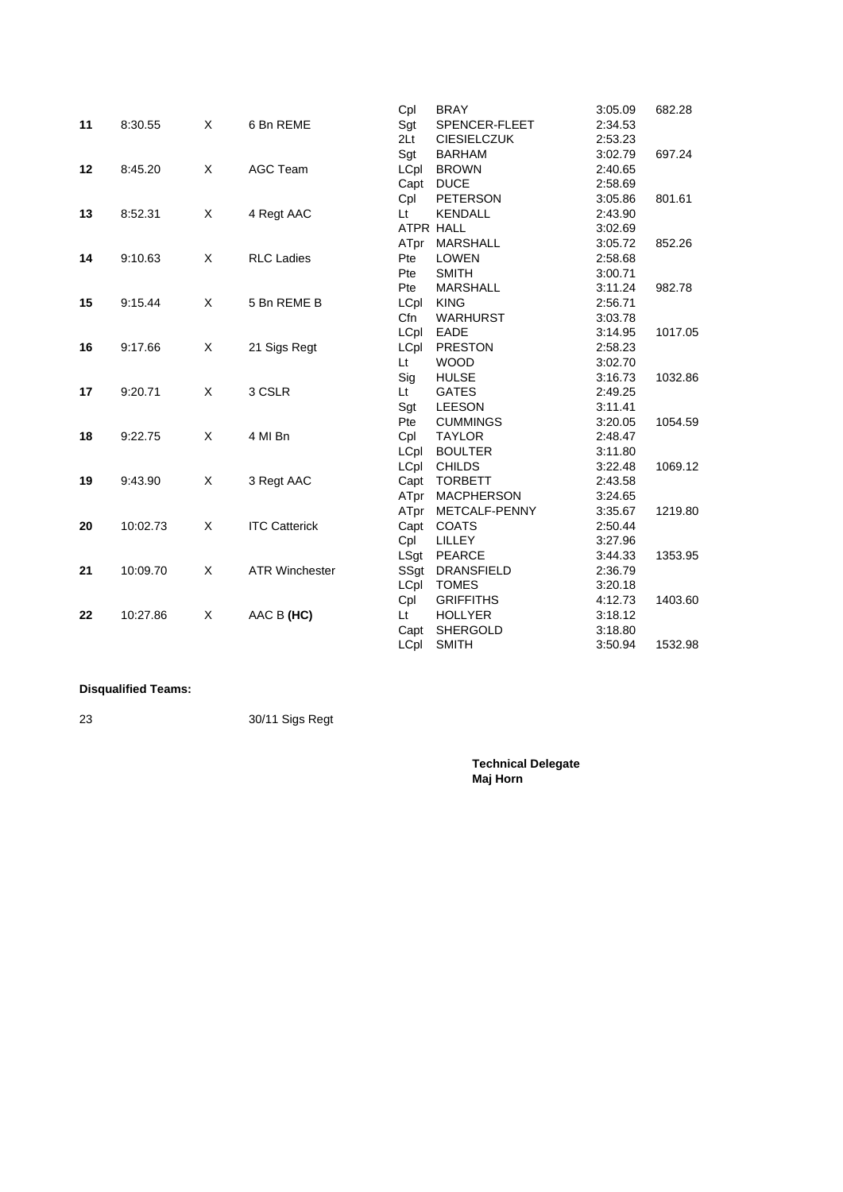| | | | | | | | |
|---|---|---|---|---|---|---|---|
| | | | | Cpl | BRAY | 3:05.09 | 682.28 |
| **11** | 8:30.55 | X | 6 Bn REME | Sgt | SPENCER-FLEET | 2:34.53 | |
| | | | | 2Lt | CIESIELCZUK | 2:53.23 | |
| | | | | Sgt | BARHAM | 3:02.79 | 697.24 |
| **12** | 8:45.20 | X | AGC Team | LCpl | BROWN | 2:40.65 | |
| | | | | Capt | DUCE | 2:58.69 | |
| | | | | Cpl | PETERSON | 3:05.86 | 801.61 |
| **13** | 8:52.31 | X | 4 Regt AAC | Lt | KENDALL | 2:43.90 | |
| | | | | ATPR | HALL | 3:02.69 | |
| | | | | ATpr | MARSHALL | 3:05.72 | 852.26 |
| **14** | 9:10.63 | X | RLC Ladies | Pte | LOWEN | 2:58.68 | |
| | | | | Pte | SMITH | 3:00.71 | |
| | | | | Pte | MARSHALL | 3:11.24 | 982.78 |
| **15** | 9:15.44 | X | 5 Bn REME B | LCpl | KING | 2:56.71 | |
| | | | | Cfn | WARHURST | 3:03.78 | |
| | | | | LCpl | EADE | 3:14.95 | 1017.05 |
| **16** | 9:17.66 | X | 21 Sigs Regt | LCpl | PRESTON | 2:58.23 | |
| | | | | Lt | WOOD | 3:02.70 | |
| | | | | Sig | HULSE | 3:16.73 | 1032.86 |
| **17** | 9:20.71 | X | 3 CSLR | Lt | GATES | 2:49.25 | |
| | | | | Sgt | LEESON | 3:11.41 | |
| | | | | Pte | CUMMINGS | 3:20.05 | 1054.59 |
| **18** | 9:22.75 | X | 4 MI Bn | Cpl | TAYLOR | 2:48.47 | |
| | | | | LCpl | BOULTER | 3:11.80 | |
| | | | | LCpl | CHILDS | 3:22.48 | 1069.12 |
| **19** | 9:43.90 | X | 3 Regt AAC | Capt | TORBETT | 2:43.58 | |
| | | | | ATpr | MACPHERSON | 3:24.65 | |
| | | | | ATpr | METCALF-PENNY | 3:35.67 | 1219.80 |
| **20** | 10:02.73 | X | ITC Catterick | Capt | COATS | 2:50.44 | |
| | | | | Cpl | LILLEY | 3:27.96 | |
| | | | | LSgt | PEARCE | 3:44.33 | 1353.95 |
| **21** | 10:09.70 | X | ATR Winchester | SSgt | DRANSFIELD | 2:36.79 | |
| | | | | LCpl | TOMES | 3:20.18 | |
| | | | | Cpl | GRIFFITHS | 4:12.73 | 1403.60 |
| **22** | 10:27.86 | X | AAC B **(HC)** | Lt | HOLLYER | 3:18.12 | |
| | | | | Capt | SHERGOLD | 3:18.80 | |
| | | | | LCpl | SMITH | 3:50.94 | 1532.98 |

**Disqualified Teams:**

23 30/11 Sigs Regt

**Technical Delegate**
**Maj Horn**